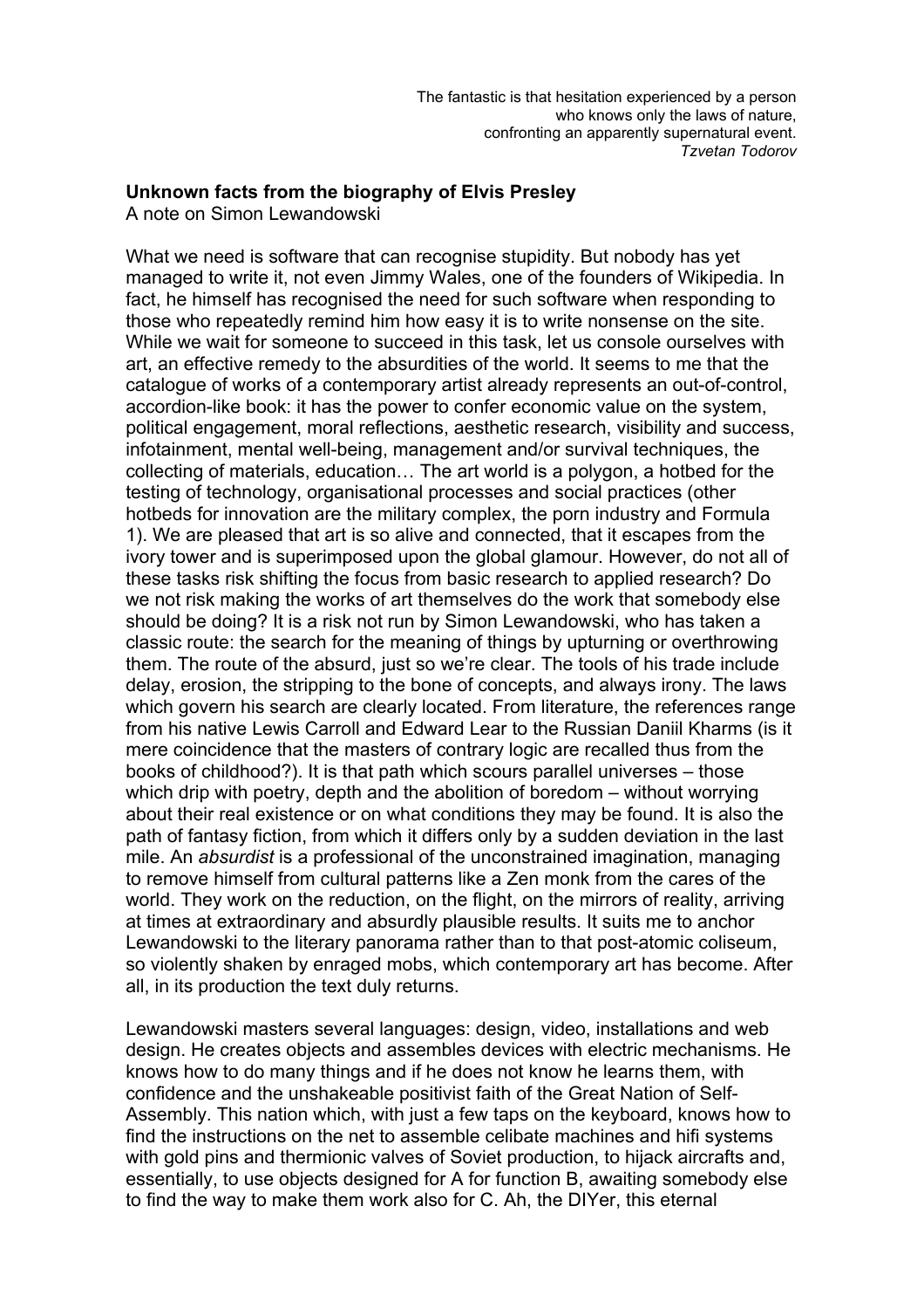> The fantastic is that hesitation experienced by a person
> who knows only the laws of nature,
> confronting an apparently supernatural event.
> *Tzvetan Todorov*

**Unknown facts from the biography of Elvis Presley**

A note on Simon Lewandowski

What we need is software that can recognise stupidity. But nobody has yet managed to write it, not even Jimmy Wales, one of the founders of Wikipedia. In fact, he himself has recognised the need for such software when responding to those who repeatedly remind him how easy it is to write nonsense on the site. While we wait for someone to succeed in this task, let us console ourselves with art, an effective remedy to the absurdities of the world. It seems to me that the catalogue of works of a contemporary artist already represents an out-of-control, accordion-like book: it has the power to confer economic value on the system, political engagement, moral reflections, aesthetic research, visibility and success, infotainment, mental well-being, management and/or survival techniques, the collecting of materials, education… The art world is a polygon, a hotbed for the testing of technology, organisational processes and social practices (other hotbeds for innovation are the military complex, the porn industry and Formula 1). We are pleased that art is so alive and connected, that it escapes from the ivory tower and is superimposed upon the global glamour. However, do not all of these tasks risk shifting the focus from basic research to applied research? Do we not risk making the works of art themselves do the work that somebody else should be doing? It is a risk not run by Simon Lewandowski, who has taken a classic route: the search for the meaning of things by upturning or overthrowing them. The route of the absurd, just so we're clear. The tools of his trade include delay, erosion, the stripping to the bone of concepts, and always irony. The laws which govern his search are clearly located. From literature, the references range from his native Lewis Carroll and Edward Lear to the Russian Daniil Kharms (is it mere coincidence that the masters of contrary logic are recalled thus from the books of childhood?). It is that path which scours parallel universes – those which drip with poetry, depth and the abolition of boredom – without worrying about their real existence or on what conditions they may be found. It is also the path of fantasy fiction, from which it differs only by a sudden deviation in the last mile. An *absurdist* is a professional of the unconstrained imagination, managing to remove himself from cultural patterns like a Zen monk from the cares of the world. They work on the reduction, on the flight, on the mirrors of reality, arriving at times at extraordinary and absurdly plausible results. It suits me to anchor Lewandowski to the literary panorama rather than to that post-atomic coliseum, so violently shaken by enraged mobs, which contemporary art has become. After all, in its production the text duly returns.

Lewandowski masters several languages: design, video, installations and web design. He creates objects and assembles devices with electric mechanisms. He knows how to do many things and if he does not know he learns them, with confidence and the unshakeable positivist faith of the Great Nation of Self-Assembly. This nation which, with just a few taps on the keyboard, knows how to find the instructions on the net to assemble celibate machines and hifi systems with gold pins and thermionic valves of Soviet production, to hijack aircrafts and, essentially, to use objects designed for A for function B, awaiting somebody else to find the way to make them work also for C. Ah, the DIYer, this eternal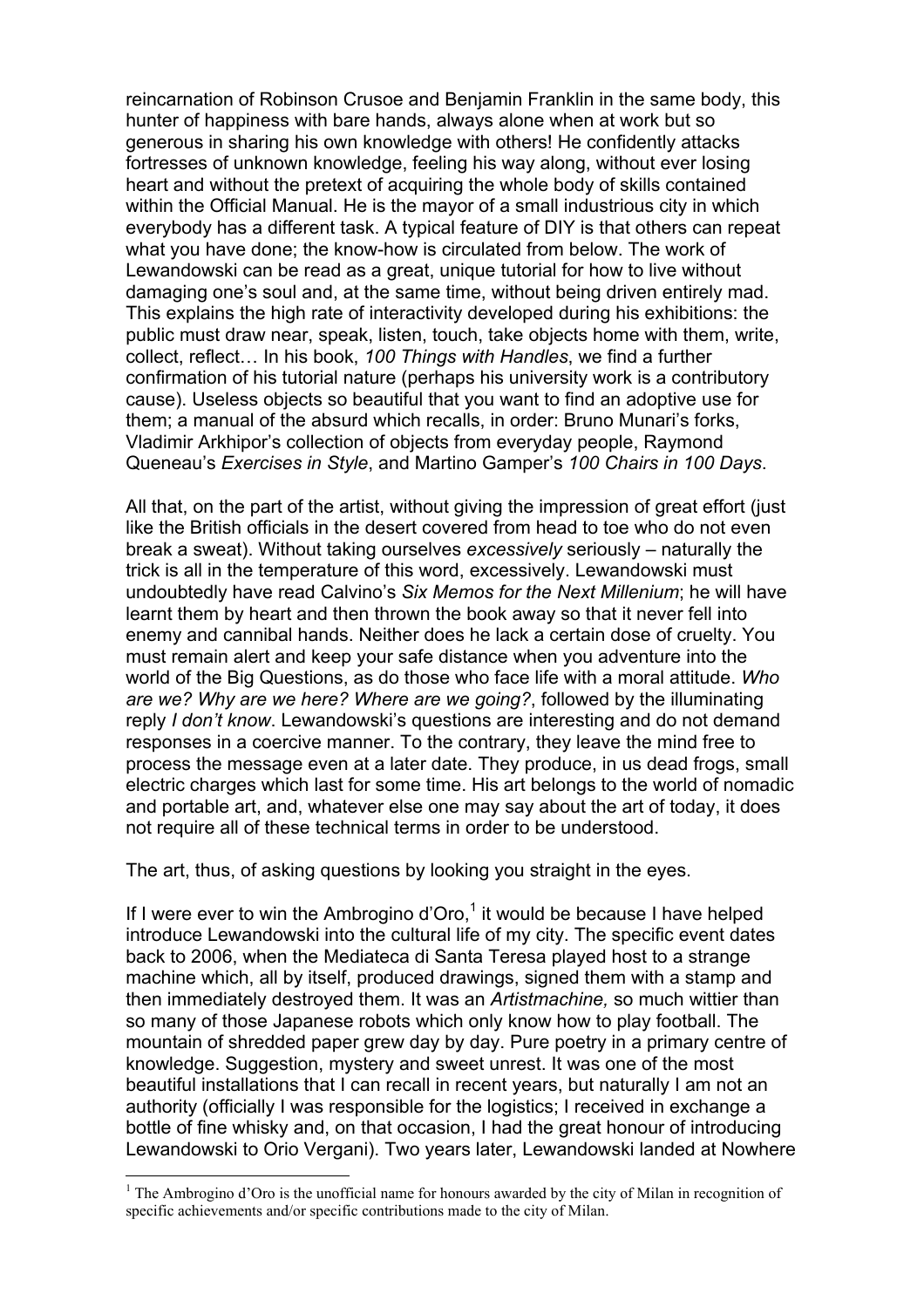reincarnation of Robinson Crusoe and Benjamin Franklin in the same body, this hunter of happiness with bare hands, always alone when at work but so generous in sharing his own knowledge with others! He confidently attacks fortresses of unknown knowledge, feeling his way along, without ever losing heart and without the pretext of acquiring the whole body of skills contained within the Official Manual. He is the mayor of a small industrious city in which everybody has a different task. A typical feature of DIY is that others can repeat what you have done; the know-how is circulated from below. The work of Lewandowski can be read as a great, unique tutorial for how to live without damaging one's soul and, at the same time, without being driven entirely mad. This explains the high rate of interactivity developed during his exhibitions: the public must draw near, speak, listen, touch, take objects home with them, write, collect, reflect… In his book, *100 Things with Handles*, we find a further confirmation of his tutorial nature (perhaps his university work is a contributory cause). Useless objects so beautiful that you want to find an adoptive use for them; a manual of the absurd which recalls, in order: Bruno Munari's forks, Vladimir Arkhipor's collection of objects from everyday people, Raymond Queneau's *Exercises in Style*, and Martino Gamper's *100 Chairs in 100 Days*.

All that, on the part of the artist, without giving the impression of great effort (just like the British officials in the desert covered from head to toe who do not even break a sweat). Without taking ourselves *excessively* seriously – naturally the trick is all in the temperature of this word, excessively. Lewandowski must undoubtedly have read Calvino's *Six Memos for the Next Millenium*; he will have learnt them by heart and then thrown the book away so that it never fell into enemy and cannibal hands. Neither does he lack a certain dose of cruelty. You must remain alert and keep your safe distance when you adventure into the world of the Big Questions, as do those who face life with a moral attitude. *Who are we? Why are we here? Where are we going?*, followed by the illuminating reply *I don't know*. Lewandowski's questions are interesting and do not demand responses in a coercive manner. To the contrary, they leave the mind free to process the message even at a later date. They produce, in us dead frogs, small electric charges which last for some time. His art belongs to the world of nomadic and portable art, and, whatever else one may say about the art of today, it does not require all of these technical terms in order to be understood.

The art, thus, of asking questions by looking you straight in the eyes.

If I were ever to win the Ambrogino d'Oro,[1] it would be because I have helped introduce Lewandowski into the cultural life of my city. The specific event dates back to 2006, when the Mediateca di Santa Teresa played host to a strange machine which, all by itself, produced drawings, signed them with a stamp and then immediately destroyed them. It was an *Artistmachine,* so much wittier than so many of those Japanese robots which only know how to play football. The mountain of shredded paper grew day by day. Pure poetry in a primary centre of knowledge. Suggestion, mystery and sweet unrest. It was one of the most beautiful installations that I can recall in recent years, but naturally I am not an authority (officially I was responsible for the logistics; I received in exchange a bottle of fine whisky and, on that occasion, I had the great honour of introducing Lewandowski to Orio Vergani). Two years later, Lewandowski landed at Nowhere

---

[1] The Ambrogino d'Oro is the unofficial name for honours awarded by the city of Milan in recognition of specific achievements and/or specific contributions made to the city of Milan.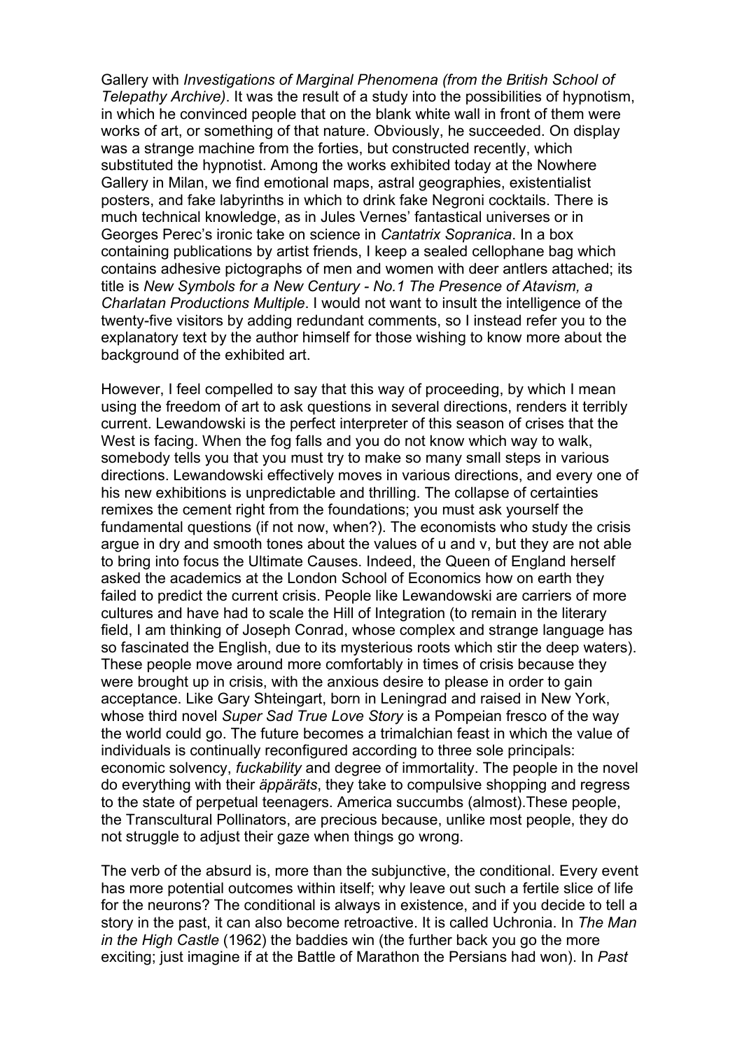Gallery with *Investigations of Marginal Phenomena (from the British School of Telepathy Archive)*. It was the result of a study into the possibilities of hypnotism, in which he convinced people that on the blank white wall in front of them were works of art, or something of that nature. Obviously, he succeeded. On display was a strange machine from the forties, but constructed recently, which substituted the hypnotist. Among the works exhibited today at the Nowhere Gallery in Milan, we find emotional maps, astral geographies, existentialist posters, and fake labyrinths in which to drink fake Negroni cocktails. There is much technical knowledge, as in Jules Vernes' fantastical universes or in Georges Perec's ironic take on science in *Cantatrix Sopranica*. In a box containing publications by artist friends, I keep a sealed cellophane bag which contains adhesive pictographs of men and women with deer antlers attached; its title is *New Symbols for a New Century - No.1 The Presence of Atavism, a Charlatan Productions Multiple*. I would not want to insult the intelligence of the twenty-five visitors by adding redundant comments, so I instead refer you to the explanatory text by the author himself for those wishing to know more about the background of the exhibited art.

However, I feel compelled to say that this way of proceeding, by which I mean using the freedom of art to ask questions in several directions, renders it terribly current. Lewandowski is the perfect interpreter of this season of crises that the West is facing. When the fog falls and you do not know which way to walk, somebody tells you that you must try to make so many small steps in various directions. Lewandowski effectively moves in various directions, and every one of his new exhibitions is unpredictable and thrilling. The collapse of certainties remixes the cement right from the foundations; you must ask yourself the fundamental questions (if not now, when?). The economists who study the crisis argue in dry and smooth tones about the values of u and v, but they are not able to bring into focus the Ultimate Causes. Indeed, the Queen of England herself asked the academics at the London School of Economics how on earth they failed to predict the current crisis. People like Lewandowski are carriers of more cultures and have had to scale the Hill of Integration (to remain in the literary field, I am thinking of Joseph Conrad, whose complex and strange language has so fascinated the English, due to its mysterious roots which stir the deep waters). These people move around more comfortably in times of crisis because they were brought up in crisis, with the anxious desire to please in order to gain acceptance. Like Gary Shteingart, born in Leningrad and raised in New York, whose third novel *Super Sad True Love Story* is a Pompeian fresco of the way the world could go. The future becomes a trimalchian feast in which the value of individuals is continually reconfigured according to three sole principals: economic solvency, *fuckability* and degree of immortality. The people in the novel do everything with their *äppäräts*, they take to compulsive shopping and regress to the state of perpetual teenagers. America succumbs (almost).These people, the Transcultural Pollinators, are precious because, unlike most people, they do not struggle to adjust their gaze when things go wrong.

The verb of the absurd is, more than the subjunctive, the conditional. Every event has more potential outcomes within itself; why leave out such a fertile slice of life for the neurons? The conditional is always in existence, and if you decide to tell a story in the past, it can also become retroactive. It is called Uchronia. In *The Man in the High Castle* (1962) the baddies win (the further back you go the more exciting; just imagine if at the Battle of Marathon the Persians had won). In *Past*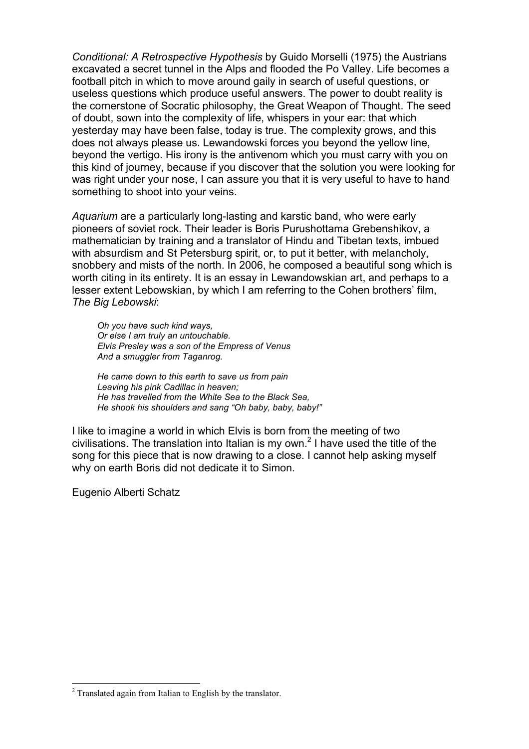*Conditional: A Retrospective Hypothesis* by Guido Morselli (1975) the Austrians excavated a secret tunnel in the Alps and flooded the Po Valley. Life becomes a football pitch in which to move around gaily in search of useful questions, or useless questions which produce useful answers. The power to doubt reality is the cornerstone of Socratic philosophy, the Great Weapon of Thought. The seed of doubt, sown into the complexity of life, whispers in your ear: that which yesterday may have been false, today is true. The complexity grows, and this does not always please us. Lewandowski forces you beyond the yellow line, beyond the vertigo. His irony is the antivenom which you must carry with you on this kind of journey, because if you discover that the solution you were looking for was right under your nose, I can assure you that it is very useful to have to hand something to shoot into your veins.

*Aquarium* are a particularly long-lasting and karstic band, who were early pioneers of soviet rock. Their leader is Boris Purushottama Grebenshikov, a mathematician by training and a translator of Hindu and Tibetan texts, imbued with absurdism and St Petersburg spirit, or, to put it better, with melancholy, snobbery and mists of the north. In 2006, he composed a beautiful song which is worth citing in its entirety. It is an essay in Lewandowskian art, and perhaps to a lesser extent Lebowskian, by which I am referring to the Cohen brothers' film, *The Big Lebowski*:

> *Oh you have such kind ways,*
> *Or else I am truly an untouchable.*
> *Elvis Presley was a son of the Empress of Venus*
> *And a smuggler from Taganrog.*
>
> *He came down to this earth to save us from pain*
> *Leaving his pink Cadillac in heaven;*
> *He has travelled from the White Sea to the Black Sea,*
> *He shook his shoulders and sang "Oh baby, baby, baby!"*

I like to imagine a world in which Elvis is born from the meeting of two civilisations. The translation into Italian is my own.[2] I have used the title of the song for this piece that is now drawing to a close. I cannot help asking myself why on earth Boris did not dedicate it to Simon.

Eugenio Alberti Schatz

---

[2] Translated again from Italian to English by the translator.